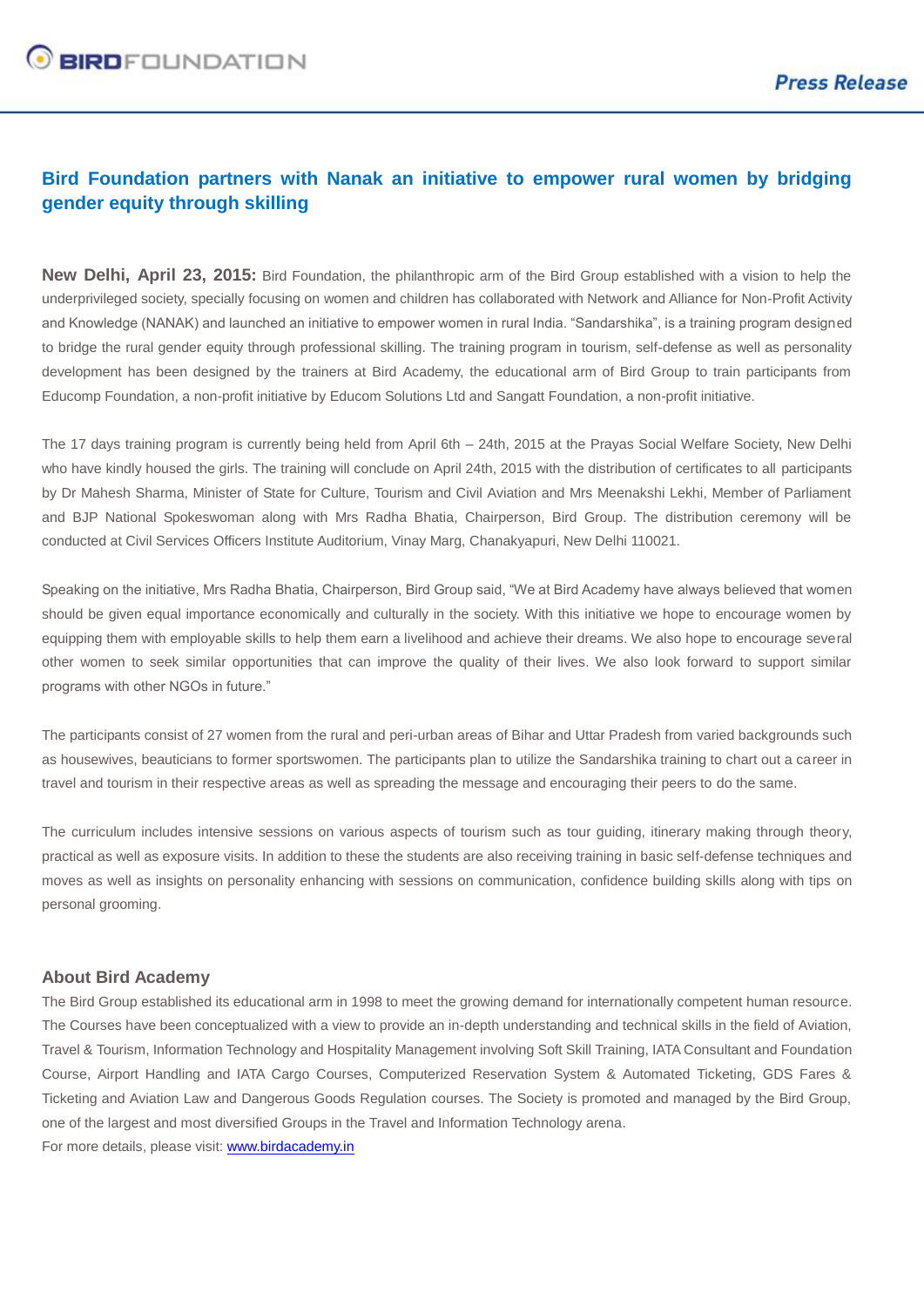# Bird Foundation partners with Nanak an initiative to empower rural women by bridging gender equity through skilling

**New Delhi, April 23, 2015:** Bird Foundation, the philanthropic arm of the Bird Group established with a vision to help the underprivileged society, specially focusing on women and children has collaborated with Network and Alliance for Non-Profit Activity and Knowledge (NANAK) and launched an initiative to empower women in rural India. "Sandarshika", is a training program designed to bridge the rural gender equity through professional skilling. The training program in tourism, self-defense as well as personality development has been designed by the trainers at Bird Academy, the educational arm of Bird Group to train participants from Educomp Foundation, a non-profit initiative by Educom Solutions Ltd and Sangatt Foundation, a non-profit initiative.

The 17 days training program is currently being held from April 6th – 24th, 2015 at the Prayas Social Welfare Society, New Delhi who have kindly housed the girls. The training will conclude on April 24th, 2015 with the distribution of certificates to all participants by Dr Mahesh Sharma, Minister of State for Culture, Tourism and Civil Aviation and Mrs Meenakshi Lekhi, Member of Parliament and BJP National Spokeswoman along with Mrs Radha Bhatia, Chairperson, Bird Group. The distribution ceremony will be conducted at Civil Services Officers Institute Auditorium, Vinay Marg, Chanakyapuri, New Delhi 110021.

Speaking on the initiative, Mrs Radha Bhatia, Chairperson, Bird Group said, "We at Bird Academy have always believed that women should be given equal importance economically and culturally in the society. With this initiative we hope to encourage women by equipping them with employable skills to help them earn a livelihood and achieve their dreams. We also hope to encourage several other women to seek similar opportunities that can improve the quality of their lives. We also look forward to support similar programs with other NGOs in future."

The participants consist of 27 women from the rural and peri-urban areas of Bihar and Uttar Pradesh from varied backgrounds such as housewives, beauticians to former sportswomen. The participants plan to utilize the Sandarshika training to chart out a career in travel and tourism in their respective areas as well as spreading the message and encouraging their peers to do the same.

The curriculum includes intensive sessions on various aspects of tourism such as tour guiding, itinerary making through theory, practical as well as exposure visits. In addition to these the students are also receiving training in basic self-defense techniques and moves as well as insights on personality enhancing with sessions on communication, confidence building skills along with tips on personal grooming.

## About Bird Academy

The Bird Group established its educational arm in 1998 to meet the growing demand for internationally competent human resource. The Courses have been conceptualized with a view to provide an in-depth understanding and technical skills in the field of Aviation, Travel & Tourism, Information Technology and Hospitality Management involving Soft Skill Training, IATA Consultant and Foundation Course, Airport Handling and IATA Cargo Courses, Computerized Reservation System & Automated Ticketing, GDS Fares & Ticketing and Aviation Law and Dangerous Goods Regulation courses. The Society is promoted and managed by the Bird Group, one of the largest and most diversified Groups in the Travel and Information Technology arena.

For more details, please visit: [www.birdacademy.in](http://www.birdacademy.in)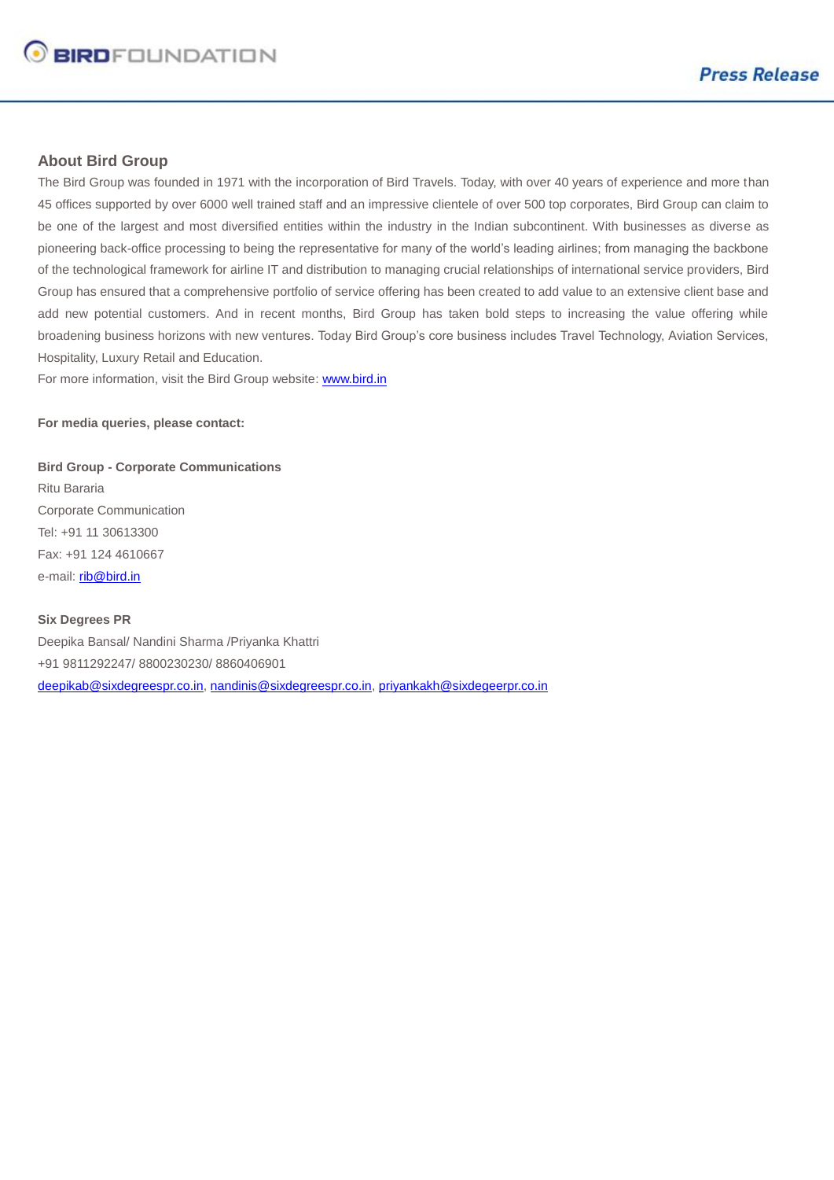## About Bird Group

The Bird Group was founded in 1971 with the incorporation of Bird Travels. Today, with over 40 years of experience and more than 45 offices supported by over 6000 well trained staff and an impressive clientele of over 500 top corporates, Bird Group can claim to be one of the largest and most diversified entities within the industry in the Indian subcontinent. With businesses as diverse as pioneering back-office processing to being the representative for many of the world's leading airlines; from managing the backbone of the technological framework for airline IT and distribution to managing crucial relationships of international service providers, Bird Group has ensured that a comprehensive portfolio of service offering has been created to add value to an extensive client base and add new potential customers. And in recent months, Bird Group has taken bold steps to increasing the value offering while broadening business horizons with new ventures. Today Bird Group's core business includes Travel Technology, Aviation Services, Hospitality, Luxury Retail and Education.

For more information, visit the Bird Group website: www.bird.in

**For media queries, please contact:**

**Bird Group - Corporate Communications**
Ritu Bararia
Corporate Communication
Tel: +91 11 30613300
Fax: +91 124 4610667
e-mail: rib@bird.in

**Six Degrees PR**
Deepika Bansal/ Nandini Sharma /Priyanka Khattri
+91 9811292247/ 8800230230/ 8860406901
deepikab@sixdegreespr.co.in, nandinis@sixdegreespr.co.in, priyankakh@sixdegeerpr.co.in